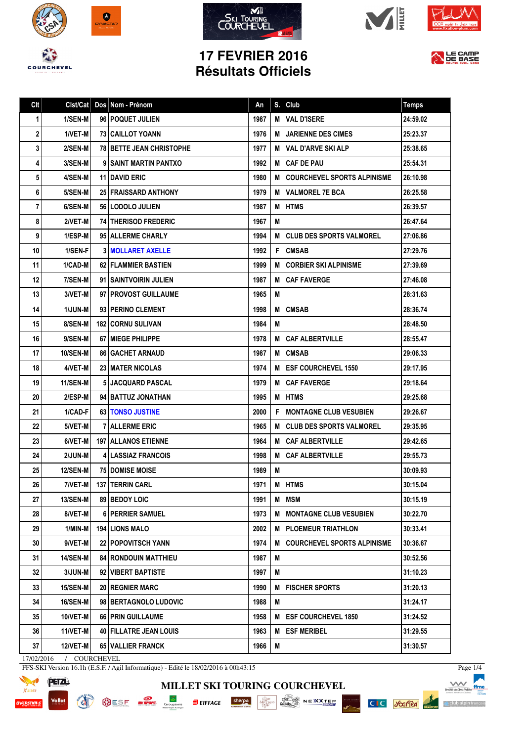# 17 FEVRIER 2016
# Résultats Officiels

| Clt | Clst/Cat | Dos | Nom - Prénom | An | S. | Club | Temps |
|---|---|---|---|---|---|---|---|
| 1 | 1/SEN-M | 96 | POQUET JULIEN | 1987 | M | VAL D'ISERE | 24:59.02 |
| 2 | 1/VET-M | 73 | CAILLOT YOANN | 1976 | M | JARIENNE DES CIMES | 25:23.37 |
| 3 | 2/SEN-M | 78 | BETTE JEAN CHRISTOPHE | 1977 | M | VAL D'ARVE SKI ALP | 25:38.65 |
| 4 | 3/SEN-M | 9 | SAINT MARTIN PANTXO | 1992 | M | CAF DE PAU | 25:54.31 |
| 5 | 4/SEN-M | 11 | DAVID ERIC | 1980 | M | COURCHEVEL SPORTS ALPINISME | 26:10.98 |
| 6 | 5/SEN-M | 25 | FRAISSARD ANTHONY | 1979 | M | VALMOREL 7E BCA | 26:25.58 |
| 7 | 6/SEN-M | 56 | LODOLO JULIEN | 1987 | M | HTMS | 26:39.57 |
| 8 | 2/VET-M | 74 | THERISOD FREDERIC | 1967 | M | | 26:47.64 |
| 9 | 1/ESP-M | 95 | ALLERME CHARLY | 1994 | M | CLUB DES SPORTS VALMOREL | 27:06.86 |
| 10 | 1/SEN-F | 3 | MOLLARET AXELLE | 1992 | F | CMSAB | 27:29.76 |
| 11 | 1/CAD-M | 62 | FLAMMIER BASTIEN | 1999 | M | CORBIER SKI ALPINISME | 27:39.69 |
| 12 | 7/SEN-M | 91 | SAINTVOIRIN JULIEN | 1987 | M | CAF FAVERGE | 27:46.08 |
| 13 | 3/VET-M | 97 | PROVOST GUILLAUME | 1965 | M | | 28:31.63 |
| 14 | 1/JUN-M | 93 | PERINO CLEMENT | 1998 | M | CMSAB | 28:36.74 |
| 15 | 8/SEN-M | 182 | CORNU SULIVAN | 1984 | M | | 28:48.50 |
| 16 | 9/SEN-M | 67 | MIEGE PHILIPPE | 1978 | M | CAF ALBERTVILLE | 28:55.47 |
| 17 | 10/SEN-M | 86 | GACHET ARNAUD | 1987 | M | CMSAB | 29:06.33 |
| 18 | 4/VET-M | 23 | MATER NICOLAS | 1974 | M | ESF COURCHEVEL 1550 | 29:17.95 |
| 19 | 11/SEN-M | 5 | JACQUARD PASCAL | 1979 | M | CAF FAVERGE | 29:18.64 |
| 20 | 2/ESP-M | 94 | BATTUZ JONATHAN | 1995 | M | HTMS | 29:25.68 |
| 21 | 1/CAD-F | 63 | TONSO JUSTINE | 2000 | F | MONTAGNE CLUB VESUBIEN | 29:26.67 |
| 22 | 5/VET-M | 7 | ALLERME ERIC | 1965 | M | CLUB DES SPORTS VALMOREL | 29:35.95 |
| 23 | 6/VET-M | 197 | ALLANOS ETIENNE | 1964 | M | CAF ALBERTVILLE | 29:42.65 |
| 24 | 2/JUN-M | 4 | LASSIAZ FRANCOIS | 1998 | M | CAF ALBERTVILLE | 29:55.73 |
| 25 | 12/SEN-M | 75 | DOMISE MOISE | 1989 | M | | 30:09.93 |
| 26 | 7/VET-M | 137 | TERRIN CARL | 1971 | M | HTMS | 30:15.04 |
| 27 | 13/SEN-M | 89 | BEDOY LOIC | 1991 | M | MSM | 30:15.19 |
| 28 | 8/VET-M | 6 | PERRIER SAMUEL | 1973 | M | MONTAGNE CLUB VESUBIEN | 30:22.70 |
| 29 | 1/MIN-M | 194 | LIONS MALO | 2002 | M | PLOEMEUR TRIATHLON | 30:33.41 |
| 30 | 9/VET-M | 22 | POPOVITSCH YANN | 1974 | M | COURCHEVEL SPORTS ALPINISME | 30:36.67 |
| 31 | 14/SEN-M | 84 | RONDOUIN MATTHIEU | 1987 | M | | 30:52.56 |
| 32 | 3/JUN-M | 92 | VIBERT BAPTISTE | 1997 | M | | 31:10.23 |
| 33 | 15/SEN-M | 20 | REGNIER MARC | 1990 | M | FISCHER SPORTS | 31:20.13 |
| 34 | 16/SEN-M | 98 | BERTAGNOLO LUDOVIC | 1988 | M | | 31:24.17 |
| 35 | 10/VET-M | 66 | PRIN GUILLAUME | 1958 | M | ESF COURCHEVEL 1850 | 31:24.52 |
| 36 | 11/VET-M | 40 | FILLATRE JEAN LOUIS | 1963 | M | ESF MERIBEL | 31:29.55 |
| 37 | 12/VET-M | 65 | VALLIER FRANCK | 1966 | M | | 31:30.57 |

17/02/2016 / COURCHEVEL

FFS-SKI Version 16.1h (E.S.F. / Agil Informatique) - Edité le 18/02/2016 à 00h43:15

MILLET SKI TOURING COURCHEVEL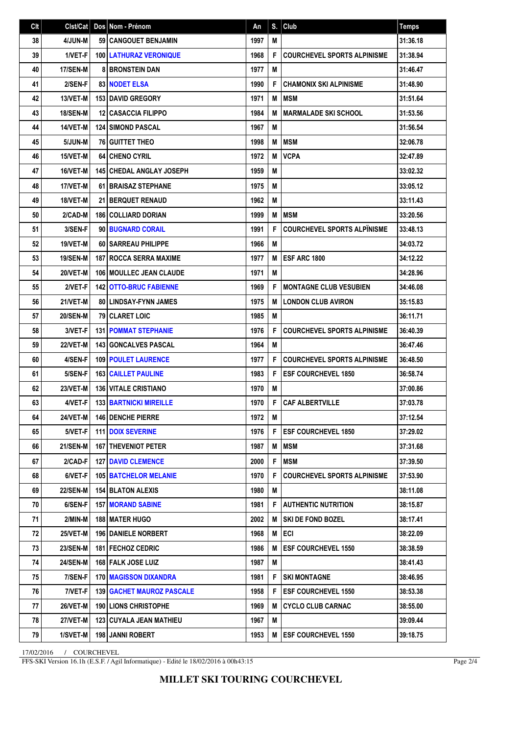| Clt | Clst/Cat | Dos | Nom - Prénom | An | S. | Club | Temps |
|---|---|---|---|---|---|---|---|
| 38 | 4/JUN-M | 59 | CANGOUET BENJAMIN | 1997 | M | | 31:36.18 |
| 39 | 1/VET-F | 100 | LATHURAZ VERONIQUE | 1968 | F | COURCHEVEL SPORTS ALPINISME | 31:38.94 |
| 40 | 17/SEN-M | 8 | BRONSTEIN DAN | 1977 | M | | 31:46.47 |
| 41 | 2/SEN-F | 83 | NODET ELSA | 1990 | F | CHAMONIX SKI ALPINISME | 31:48.90 |
| 42 | 13/VET-M | 153 | DAVID GREGORY | 1971 | M | MSM | 31:51.64 |
| 43 | 18/SEN-M | 12 | CASACCIA FILIPPO | 1984 | M | MARMALADE SKI SCHOOL | 31:53.56 |
| 44 | 14/VET-M | 124 | SIMOND PASCAL | 1967 | M | | 31:56.54 |
| 45 | 5/JUN-M | 76 | GUITTET THEO | 1998 | M | MSM | 32:06.78 |
| 46 | 15/VET-M | 64 | CHENO CYRIL | 1972 | M | VCPA | 32:47.89 |
| 47 | 16/VET-M | 145 | CHEDAL ANGLAY JOSEPH | 1959 | M | | 33:02.32 |
| 48 | 17/VET-M | 61 | BRAISAZ STEPHANE | 1975 | M | | 33:05.12 |
| 49 | 18/VET-M | 21 | BERQUET RENAUD | 1962 | M | | 33:11.43 |
| 50 | 2/CAD-M | 186 | COLLIARD DORIAN | 1999 | M | MSM | 33:20.56 |
| 51 | 3/SEN-F | 90 | BUGNARD CORAIL | 1991 | F | COURCHEVEL SPORTS ALPÏNISME | 33:48.13 |
| 52 | 19/VET-M | 60 | SARREAU PHILIPPE | 1966 | M | | 34:03.72 |
| 53 | 19/SEN-M | 187 | ROCCA SERRA MAXIME | 1977 | M | ESF ARC 1800 | 34:12.22 |
| 54 | 20/VET-M | 106 | MOULLEC JEAN CLAUDE | 1971 | M | | 34:28.96 |
| 55 | 2/VET-F | 142 | OTTO-BRUC FABIENNE | 1969 | F | MONTAGNE CLUB VESUBIEN | 34:46.08 |
| 56 | 21/VET-M | 80 | LINDSAY-FYNN JAMES | 1975 | M | LONDON CLUB AVIRON | 35:15.83 |
| 57 | 20/SEN-M | 79 | CLARET LOIC | 1985 | M | | 36:11.71 |
| 58 | 3/VET-F | 131 | POMMAT STEPHANIE | 1976 | F | COURCHEVEL SPORTS ALPINISME | 36:40.39 |
| 59 | 22/VET-M | 143 | GONCALVES PASCAL | 1964 | M | | 36:47.46 |
| 60 | 4/SEN-F | 109 | POULET LAURENCE | 1977 | F | COURCHEVEL SPORTS ALPINISME | 36:48.50 |
| 61 | 5/SEN-F | 163 | CAILLET PAULINE | 1983 | F | ESF COURCHEVEL 1850 | 36:58.74 |
| 62 | 23/VET-M | 136 | VITALE CRISTIANO | 1970 | M | | 37:00.86 |
| 63 | 4/VET-F | 133 | BARTNICKI MIREILLE | 1970 | F | CAF ALBERTVILLE | 37:03.78 |
| 64 | 24/VET-M | 146 | DENCHE PIERRE | 1972 | M | | 37:12.54 |
| 65 | 5/VET-F | 111 | DOIX SEVERINE | 1976 | F | ESF COURCHEVEL 1850 | 37:29.02 |
| 66 | 21/SEN-M | 167 | THEVENIOT PETER | 1987 | M | MSM | 37:31.68 |
| 67 | 2/CAD-F | 127 | DAVID CLEMENCE | 2000 | F | MSM | 37:39.50 |
| 68 | 6/VET-F | 105 | BATCHELOR MELANIE | 1970 | F | COURCHEVEL SPORTS ALPINISME | 37:53.90 |
| 69 | 22/SEN-M | 154 | BLATON ALEXIS | 1980 | M | | 38:11.08 |
| 70 | 6/SEN-F | 157 | MORAND SABINE | 1981 | F | AUTHENTIC NUTRITION | 38:15.87 |
| 71 | 2/MIN-M | 188 | MATER HUGO | 2002 | M | SKI DE FOND BOZEL | 38:17.41 |
| 72 | 25/VET-M | 196 | DANIELE NORBERT | 1968 | M | ECI | 38:22.09 |
| 73 | 23/SEN-M | 181 | FECHOZ CEDRIC | 1986 | M | ESF COURCHEVEL 1550 | 38:38.59 |
| 74 | 24/SEN-M | 168 | FALK JOSE LUIZ | 1987 | M | | 38:41.43 |
| 75 | 7/SEN-F | 170 | MAGISSON DIXANDRA | 1981 | F | SKI MONTAGNE | 38:46.95 |
| 76 | 7/VET-F | 139 | GACHET MAUROZ PASCALE | 1958 | F | ESF COURCHEVEL 1550 | 38:53.38 |
| 77 | 26/VET-M | 190 | LIONS CHRISTOPHE | 1969 | M | CYCLO CLUB CARNAC | 38:55.00 |
| 78 | 27/VET-M | 123 | CUYALA JEAN MATHIEU | 1967 | M | | 39:09.44 |
| 79 | 1/SVET-M | 198 | JANNI ROBERT | 1953 | M | ESF COURCHEVEL 1550 | 39:18.75 |

17/02/2016 / COURCHEVEL

FFS-SKI Version 16.1h (E.S.F. / Agil Informatique) - Edité le 18/02/2016 à 00h43:15

**MILLET SKI TOURING COURCHEVEL**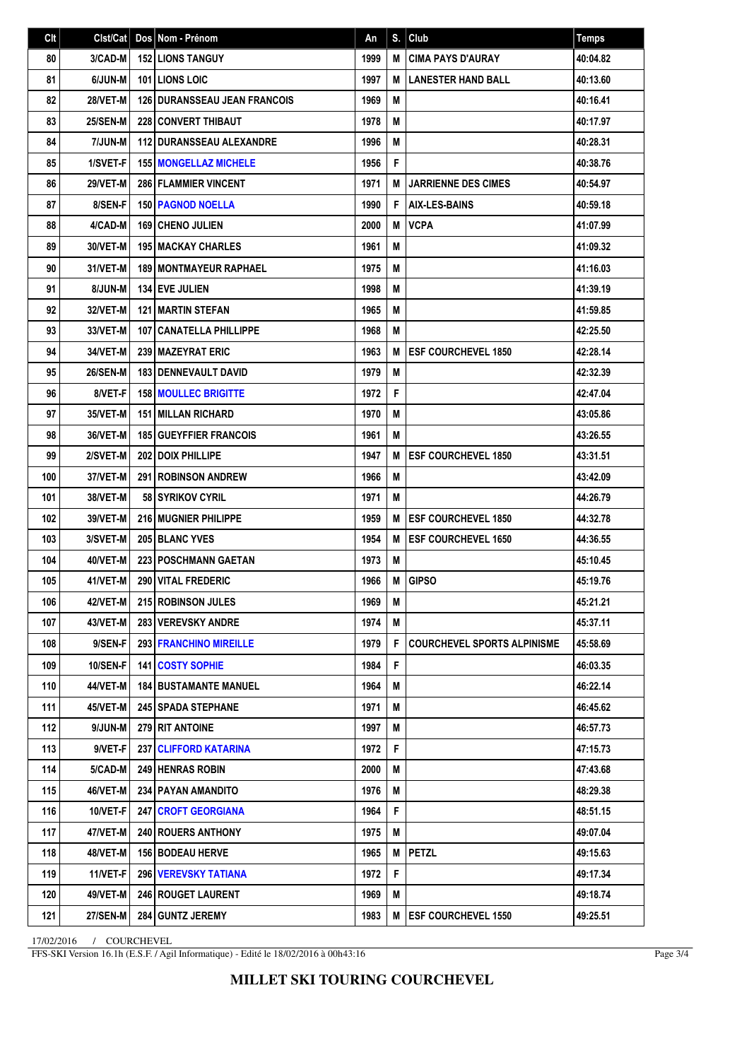| Clt | Clst/Cat | Dos | Nom - Prénom | An | S. | Club | Temps |
|---|---|---|---|---|---|---|---|
| 80 | 3/CAD-M | 152 | LIONS TANGUY | 1999 | M | CIMA PAYS D'AURAY | 40:04.82 |
| 81 | 6/JUN-M | 101 | LIONS LOIC | 1997 | M | LANESTER HAND BALL | 40:13.60 |
| 82 | 28/VET-M | 126 | DURANSSEAU JEAN FRANCOIS | 1969 | M | | 40:16.41 |
| 83 | 25/SEN-M | 228 | CONVERT THIBAUT | 1978 | M | | 40:17.97 |
| 84 | 7/JUN-M | 112 | DURANSSEAU ALEXANDRE | 1996 | M | | 40:28.31 |
| 85 | 1/SVET-F | 155 | MONGELLAZ MICHELE | 1956 | F | | 40:38.76 |
| 86 | 29/VET-M | 286 | FLAMMIER VINCENT | 1971 | M | JARRIENNE DES CIMES | 40:54.97 |
| 87 | 8/SEN-F | 150 | PAGNOD NOELLA | 1990 | F | AIX-LES-BAINS | 40:59.18 |
| 88 | 4/CAD-M | 169 | CHENO JULIEN | 2000 | M | VCPA | 41:07.99 |
| 89 | 30/VET-M | 195 | MACKAY CHARLES | 1961 | M | | 41:09.32 |
| 90 | 31/VET-M | 189 | MONTMAYEUR RAPHAEL | 1975 | M | | 41:16.03 |
| 91 | 8/JUN-M | 134 | EVE JULIEN | 1998 | M | | 41:39.19 |
| 92 | 32/VET-M | 121 | MARTIN STEFAN | 1965 | M | | 41:59.85 |
| 93 | 33/VET-M | 107 | CANATELLA PHILLIPPE | 1968 | M | | 42:25.50 |
| 94 | 34/VET-M | 239 | MAZEYRAT ERIC | 1963 | M | ESF COURCHEVEL 1850 | 42:28.14 |
| 95 | 26/SEN-M | 183 | DENNEVAULT DAVID | 1979 | M | | 42:32.39 |
| 96 | 8/VET-F | 158 | MOULLEC BRIGITTE | 1972 | F | | 42:47.04 |
| 97 | 35/VET-M | 151 | MILLAN RICHARD | 1970 | M | | 43:05.86 |
| 98 | 36/VET-M | 185 | GUEYFFIER FRANCOIS | 1961 | M | | 43:26.55 |
| 99 | 2/SVET-M | 202 | DOIX PHILLIPE | 1947 | M | ESF COURCHEVEL 1850 | 43:31.51 |
| 100 | 37/VET-M | 291 | ROBINSON ANDREW | 1966 | M | | 43:42.09 |
| 101 | 38/VET-M | 58 | SYRIKOV CYRIL | 1971 | M | | 44:26.79 |
| 102 | 39/VET-M | 216 | MUGNIER PHILIPPE | 1959 | M | ESF COURCHEVEL 1850 | 44:32.78 |
| 103 | 3/SVET-M | 205 | BLANC YVES | 1954 | M | ESF COURCHEVEL 1650 | 44:36.55 |
| 104 | 40/VET-M | 223 | POSCHMANN GAETAN | 1973 | M | | 45:10.45 |
| 105 | 41/VET-M | 290 | VITAL FREDERIC | 1966 | M | GIPSO | 45:19.76 |
| 106 | 42/VET-M | 215 | ROBINSON JULES | 1969 | M | | 45:21.21 |
| 107 | 43/VET-M | 283 | VEREVSKY ANDRE | 1974 | M | | 45:37.11 |
| 108 | 9/SEN-F | 293 | FRANCHINO MIREILLE | 1979 | F | COURCHEVEL SPORTS ALPINISME | 45:58.69 |
| 109 | 10/SEN-F | 141 | COSTY SOPHIE | 1984 | F | | 46:03.35 |
| 110 | 44/VET-M | 184 | BUSTAMANTE MANUEL | 1964 | M | | 46:22.14 |
| 111 | 45/VET-M | 245 | SPADA STEPHANE | 1971 | M | | 46:45.62 |
| 112 | 9/JUN-M | 279 | RIT ANTOINE | 1997 | M | | 46:57.73 |
| 113 | 9/VET-F | 237 | CLIFFORD KATARINA | 1972 | F | | 47:15.73 |
| 114 | 5/CAD-M | 249 | HENRAS ROBIN | 2000 | M | | 47:43.68 |
| 115 | 46/VET-M | 234 | PAYAN AMANDITO | 1976 | M | | 48:29.38 |
| 116 | 10/VET-F | 247 | CROFT GEORGIANA | 1964 | F | | 48:51.15 |
| 117 | 47/VET-M | 240 | ROUERS ANTHONY | 1975 | M | | 49:07.04 |
| 118 | 48/VET-M | 156 | BODEAU HERVE | 1965 | M | PETZL | 49:15.63 |
| 119 | 11/VET-F | 296 | VEREVSKY TATIANA | 1972 | F | | 49:17.34 |
| 120 | 49/VET-M | 246 | ROUGET LAURENT | 1969 | M | | 49:18.74 |
| 121 | 27/SEN-M | 284 | GUNTZ JEREMY | 1983 | M | ESF COURCHEVEL 1550 | 49:25.51 |

17/02/2016 / COURCHEVEL

FFS-SKI Version 16.1h (E.S.F. / Agil Informatique) - Edité le 18/02/2016 à 00h43:16

**MILLET SKI TOURING COURCHEVEL**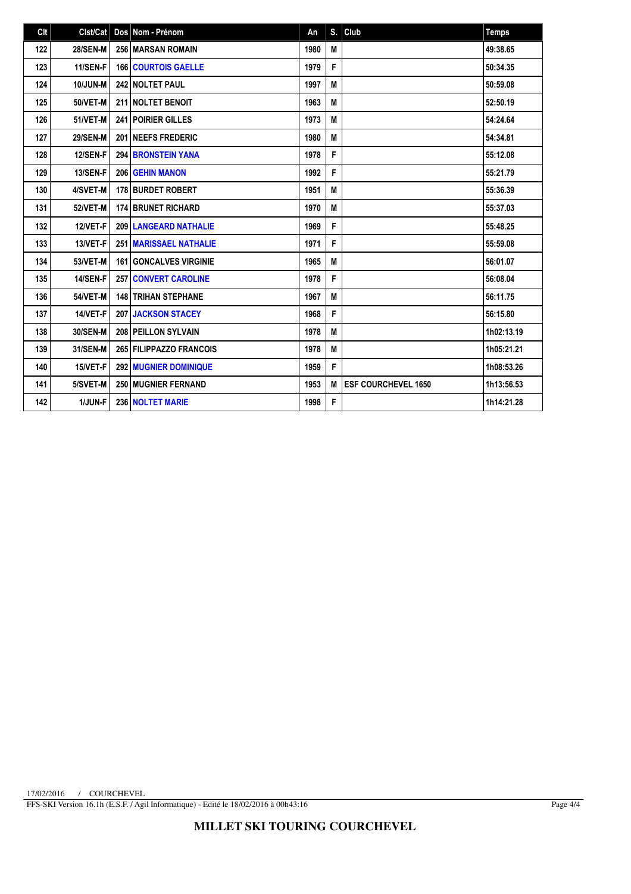| Clt | Clst/Cat | Dos | Nom - Prénom | An | S. | Club | Temps |
|---|---|---|---|---|---|---|---|
| 122 | 28/SEN-M | 256 | MARSAN ROMAIN | 1980 | M | | 49:38.65 |
| 123 | 11/SEN-F | 166 | COURTOIS GAELLE | 1979 | F | | 50:34.35 |
| 124 | 10/JUN-M | 242 | NOLTET PAUL | 1997 | M | | 50:59.08 |
| 125 | 50/VET-M | 211 | NOLTET BENOIT | 1963 | M | | 52:50.19 |
| 126 | 51/VET-M | 241 | POIRIER GILLES | 1973 | M | | 54:24.64 |
| 127 | 29/SEN-M | 201 | NEEFS FREDERIC | 1980 | M | | 54:34.81 |
| 128 | 12/SEN-F | 294 | BRONSTEIN YANA | 1978 | F | | 55:12.08 |
| 129 | 13/SEN-F | 206 | GEHIN MANON | 1992 | F | | 55:21.79 |
| 130 | 4/SVET-M | 178 | BURDET ROBERT | 1951 | M | | 55:36.39 |
| 131 | 52/VET-M | 174 | BRUNET RICHARD | 1970 | M | | 55:37.03 |
| 132 | 12/VET-F | 209 | LANGEARD NATHALIE | 1969 | F | | 55:48.25 |
| 133 | 13/VET-F | 251 | MARISSAEL NATHALIE | 1971 | F | | 55:59.08 |
| 134 | 53/VET-M | 161 | GONCALVES VIRGINIE | 1965 | M | | 56:01.07 |
| 135 | 14/SEN-F | 257 | CONVERT CAROLINE | 1978 | F | | 56:08.04 |
| 136 | 54/VET-M | 148 | TRIHAN STEPHANE | 1967 | M | | 56:11.75 |
| 137 | 14/VET-F | 207 | JACKSON STACEY | 1968 | F | | 56:15.80 |
| 138 | 30/SEN-M | 208 | PEILLON SYLVAIN | 1978 | M | | 1h02:13.19 |
| 139 | 31/SEN-M | 265 | FILIPPAZZO FRANCOIS | 1978 | M | | 1h05:21.21 |
| 140 | 15/VET-F | 292 | MUGNIER DOMINIQUE | 1959 | F | | 1h08:53.26 |
| 141 | 5/SVET-M | 250 | MUGNIER FERNAND | 1953 | M | ESF COURCHEVEL 1650 | 1h13:56.53 |
| 142 | 1/JUN-F | 236 | NOLTET MARIE | 1998 | F | | 1h14:21.28 |

17/02/2016 / COURCHEVEL

FFS-SKI Version 16.1h (E.S.F. / Agil Informatique) - Edité le 18/02/2016 à 00h43:16

**MILLET SKI TOURING COURCHEVEL**